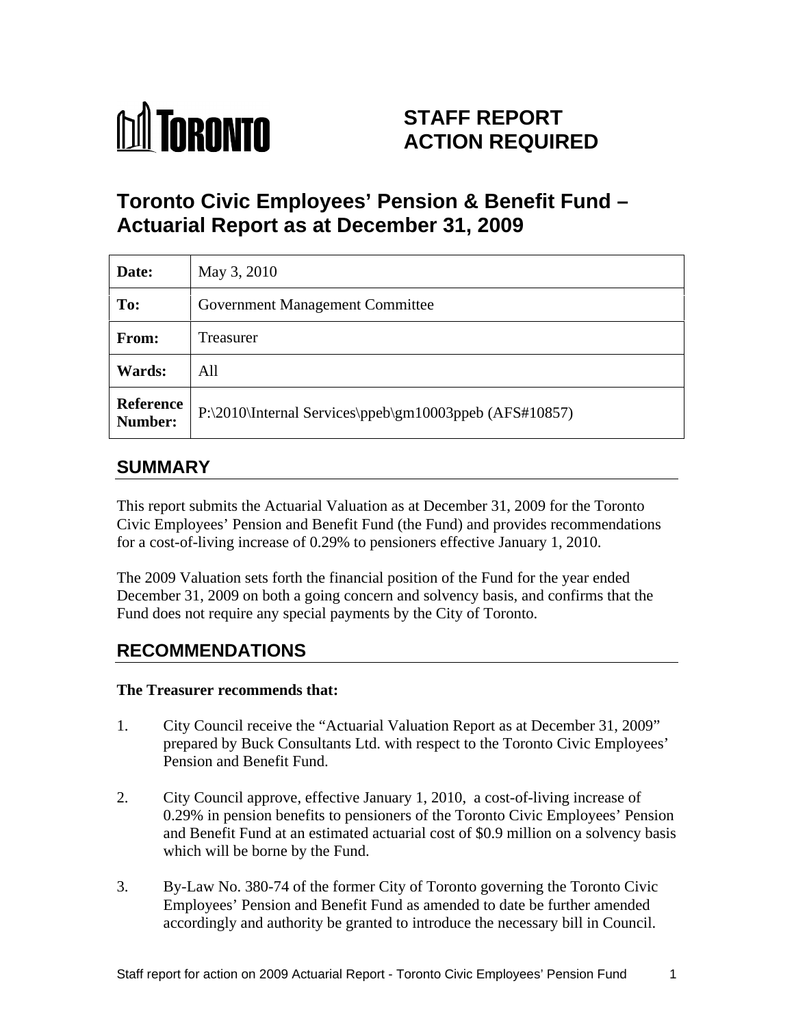TORONTO

# STAFF REPORT ACTION REQUIRED

# Toronto Civic Employees' Pension & Benefit Fund – Actuarial Report as at December 31, 2009

| | |
|---|---|
| **Date:** | May 3, 2010 |
| **To:** | Government Management Committee |
| **From:** | Treasurer |
| **Wards:** | All |
| **Reference Number:** | P:\2010\Internal Services\ppeb\gm10003ppeb (AFS#10857) |

## SUMMARY

This report submits the Actuarial Valuation as at December 31, 2009 for the Toronto Civic Employees' Pension and Benefit Fund (the Fund) and provides recommendations for a cost-of-living increase of 0.29% to pensioners effective January 1, 2010.

The 2009 Valuation sets forth the financial position of the Fund for the year ended December 31, 2009 on both a going concern and solvency basis, and confirms that the Fund does not require any special payments by the City of Toronto.

## RECOMMENDATIONS

**The Treasurer recommends that:**

1. City Council receive the "Actuarial Valuation Report as at December 31, 2009" prepared by Buck Consultants Ltd. with respect to the Toronto Civic Employees' Pension and Benefit Fund.

2. City Council approve, effective January 1, 2010, a cost-of-living increase of 0.29% in pension benefits to pensioners of the Toronto Civic Employees' Pension and Benefit Fund at an estimated actuarial cost of $0.9 million on a solvency basis which will be borne by the Fund.

3. By-Law No. 380-74 of the former City of Toronto governing the Toronto Civic Employees' Pension and Benefit Fund as amended to date be further amended accordingly and authority be granted to introduce the necessary bill in Council.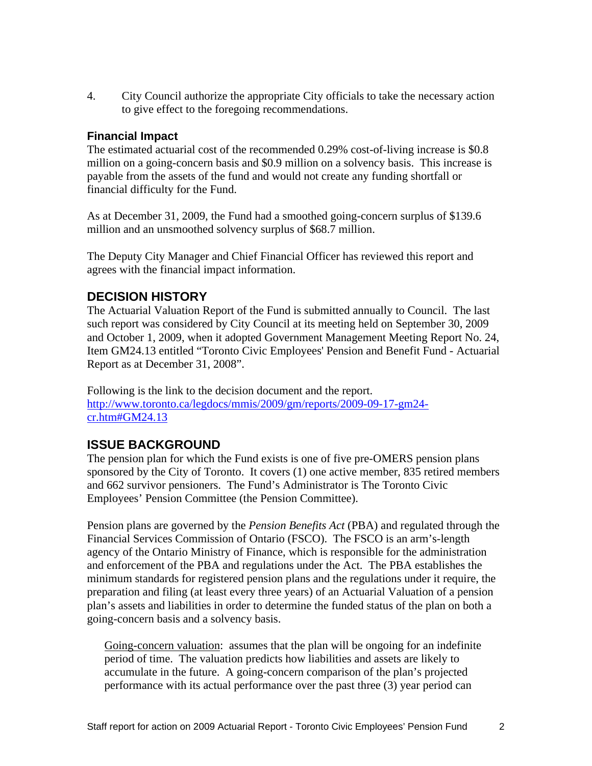4. City Council authorize the appropriate City officials to take the necessary action to give effect to the foregoing recommendations.

### Financial Impact

The estimated actuarial cost of the recommended 0.29% cost-of-living increase is $0.8 million on a going-concern basis and $0.9 million on a solvency basis. This increase is payable from the assets of the fund and would not create any funding shortfall or financial difficulty for the Fund.

As at December 31, 2009, the Fund had a smoothed going-concern surplus of $139.6 million and an unsmoothed solvency surplus of $68.7 million.

The Deputy City Manager and Chief Financial Officer has reviewed this report and agrees with the financial impact information.

## DECISION HISTORY

The Actuarial Valuation Report of the Fund is submitted annually to Council. The last such report was considered by City Council at its meeting held on September 30, 2009 and October 1, 2009, when it adopted Government Management Meeting Report No. 24, Item GM24.13 entitled "Toronto Civic Employees' Pension and Benefit Fund - Actuarial Report as at December 31, 2008".

Following is the link to the decision document and the report.
http://www.toronto.ca/legdocs/mmis/2009/gm/reports/2009-09-17-gm24-cr.htm#GM24.13

## ISSUE BACKGROUND

The pension plan for which the Fund exists is one of five pre-OMERS pension plans sponsored by the City of Toronto. It covers (1) one active member, 835 retired members and 662 survivor pensioners. The Fund's Administrator is The Toronto Civic Employees' Pension Committee (the Pension Committee).

Pension plans are governed by the *Pension Benefits Act* (PBA) and regulated through the Financial Services Commission of Ontario (FSCO). The FSCO is an arm's-length agency of the Ontario Ministry of Finance, which is responsible for the administration and enforcement of the PBA and regulations under the Act. The PBA establishes the minimum standards for registered pension plans and the regulations under it require, the preparation and filing (at least every three years) of an Actuarial Valuation of a pension plan's assets and liabilities in order to determine the funded status of the plan on both a going-concern basis and a solvency basis.

Going-concern valuation: assumes that the plan will be ongoing for an indefinite period of time. The valuation predicts how liabilities and assets are likely to accumulate in the future. A going-concern comparison of the plan's projected performance with its actual performance over the past three (3) year period can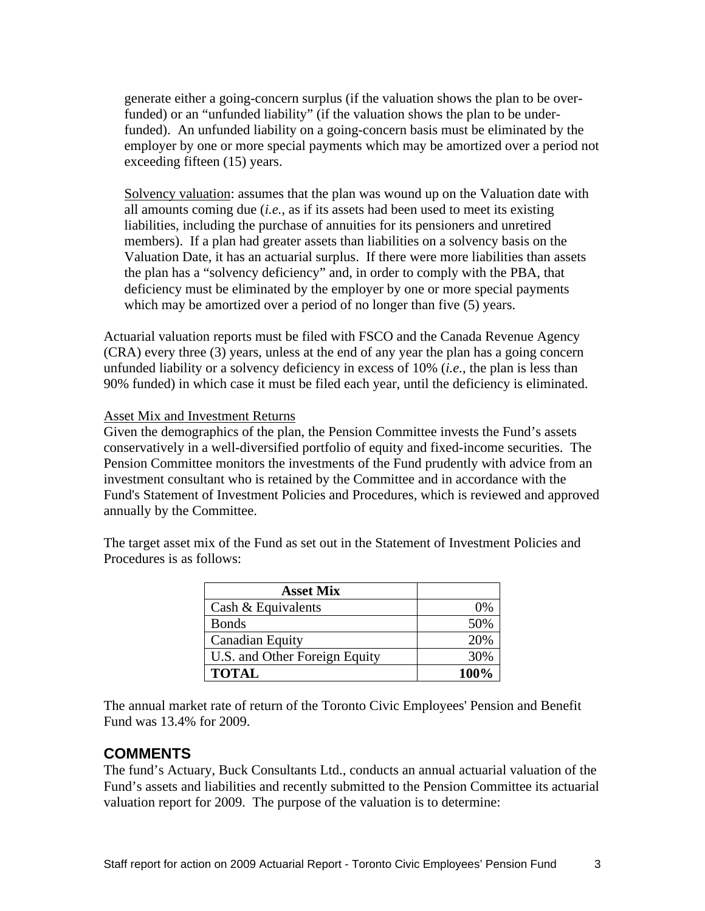generate either a going-concern surplus (if the valuation shows the plan to be over-funded) or an "unfunded liability" (if the valuation shows the plan to be under-funded). An unfunded liability on a going-concern basis must be eliminated by the employer by one or more special payments which may be amortized over a period not exceeding fifteen (15) years.

Solvency valuation: assumes that the plan was wound up on the Valuation date with all amounts coming due (*i.e.*, as if its assets had been used to meet its existing liabilities, including the purchase of annuities for its pensioners and unretired members). If a plan had greater assets than liabilities on a solvency basis on the Valuation Date, it has an actuarial surplus. If there were more liabilities than assets the plan has a "solvency deficiency" and, in order to comply with the PBA, that deficiency must be eliminated by the employer by one or more special payments which may be amortized over a period of no longer than five (5) years.

Actuarial valuation reports must be filed with FSCO and the Canada Revenue Agency (CRA) every three (3) years, unless at the end of any year the plan has a going concern unfunded liability or a solvency deficiency in excess of 10% (*i.e.*, the plan is less than 90% funded) in which case it must be filed each year, until the deficiency is eliminated.

Asset Mix and Investment Returns

Given the demographics of the plan, the Pension Committee invests the Fund's assets conservatively in a well-diversified portfolio of equity and fixed-income securities. The Pension Committee monitors the investments of the Fund prudently with advice from an investment consultant who is retained by the Committee and in accordance with the Fund's Statement of Investment Policies and Procedures, which is reviewed and approved annually by the Committee.

The target asset mix of the Fund as set out in the Statement of Investment Policies and Procedures is as follows:

| **Asset Mix** | |
|---|---|
| Cash & Equivalents | 0% |
| Bonds | 50% |
| Canadian Equity | 20% |
| U.S. and Other Foreign Equity | 30% |
| **TOTAL** | **100%** |

The annual market rate of return of the Toronto Civic Employees' Pension and Benefit Fund was 13.4% for 2009.

## COMMENTS

The fund's Actuary, Buck Consultants Ltd., conducts an annual actuarial valuation of the Fund's assets and liabilities and recently submitted to the Pension Committee its actuarial valuation report for 2009. The purpose of the valuation is to determine: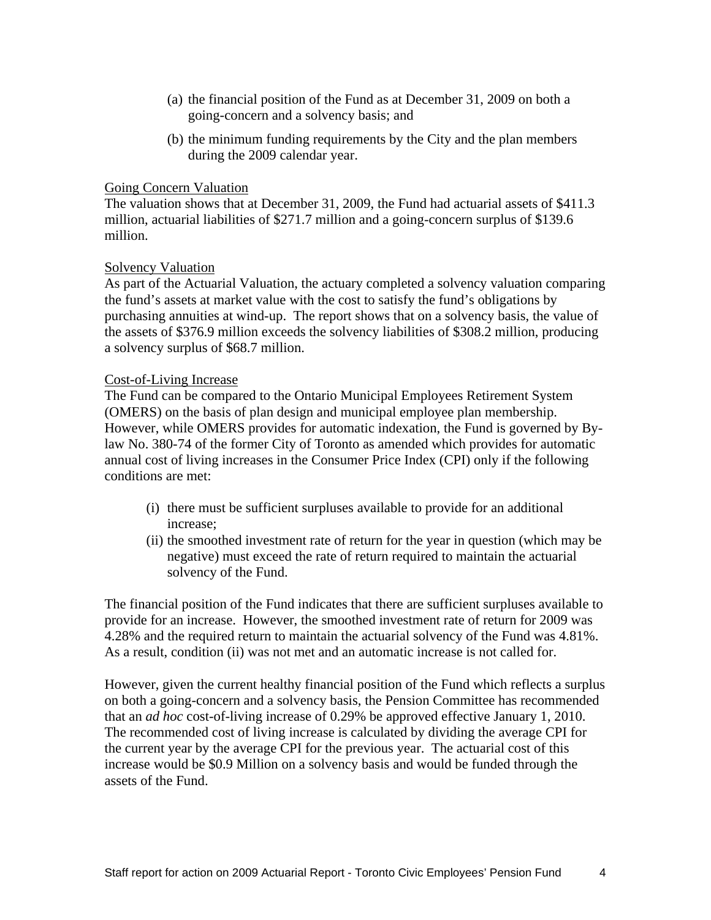(a) the financial position of the Fund as at December 31, 2009 on both a going-concern and a solvency basis; and

(b) the minimum funding requirements by the City and the plan members during the 2009 calendar year.

Going Concern Valuation

The valuation shows that at December 31, 2009, the Fund had actuarial assets of $411.3 million, actuarial liabilities of $271.7 million and a going-concern surplus of $139.6 million.

Solvency Valuation

As part of the Actuarial Valuation, the actuary completed a solvency valuation comparing the fund's assets at market value with the cost to satisfy the fund's obligations by purchasing annuities at wind-up. The report shows that on a solvency basis, the value of the assets of $376.9 million exceeds the solvency liabilities of $308.2 million, producing a solvency surplus of $68.7 million.

Cost-of-Living Increase

The Fund can be compared to the Ontario Municipal Employees Retirement System (OMERS) on the basis of plan design and municipal employee plan membership. However, while OMERS provides for automatic indexation, the Fund is governed by By-law No. 380-74 of the former City of Toronto as amended which provides for automatic annual cost of living increases in the Consumer Price Index (CPI) only if the following conditions are met:

(i) there must be sufficient surpluses available to provide for an additional increase;

(ii) the smoothed investment rate of return for the year in question (which may be negative) must exceed the rate of return required to maintain the actuarial solvency of the Fund.

The financial position of the Fund indicates that there are sufficient surpluses available to provide for an increase. However, the smoothed investment rate of return for 2009 was 4.28% and the required return to maintain the actuarial solvency of the Fund was 4.81%. As a result, condition (ii) was not met and an automatic increase is not called for.

However, given the current healthy financial position of the Fund which reflects a surplus on both a going-concern and a solvency basis, the Pension Committee has recommended that an *ad hoc* cost-of-living increase of 0.29% be approved effective January 1, 2010. The recommended cost of living increase is calculated by dividing the average CPI for the current year by the average CPI for the previous year. The actuarial cost of this increase would be $0.9 Million on a solvency basis and would be funded through the assets of the Fund.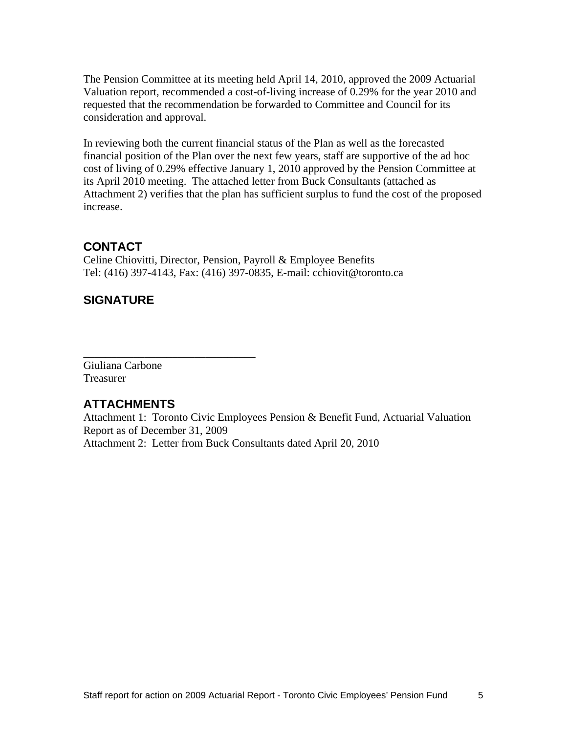The Pension Committee at its meeting held April 14, 2010, approved the 2009 Actuarial Valuation report, recommended a cost-of-living increase of 0.29% for the year 2010 and requested that the recommendation be forwarded to Committee and Council for its consideration and approval.

In reviewing both the current financial status of the Plan as well as the forecasted financial position of the Plan over the next few years, staff are supportive of the ad hoc cost of living of 0.29% effective January 1, 2010 approved by the Pension Committee at its April 2010 meeting. The attached letter from Buck Consultants (attached as Attachment 2) verifies that the plan has sufficient surplus to fund the cost of the proposed increase.

## CONTACT

Celine Chiovitti, Director, Pension, Payroll & Employee Benefits
Tel: (416) 397-4143, Fax: (416) 397-0835, E-mail: cchiovit@toronto.ca

## SIGNATURE

_______________________________
Giuliana Carbone
Treasurer

## ATTACHMENTS

Attachment 1: Toronto Civic Employees Pension & Benefit Fund, Actuarial Valuation Report as of December 31, 2009
Attachment 2: Letter from Buck Consultants dated April 20, 2010